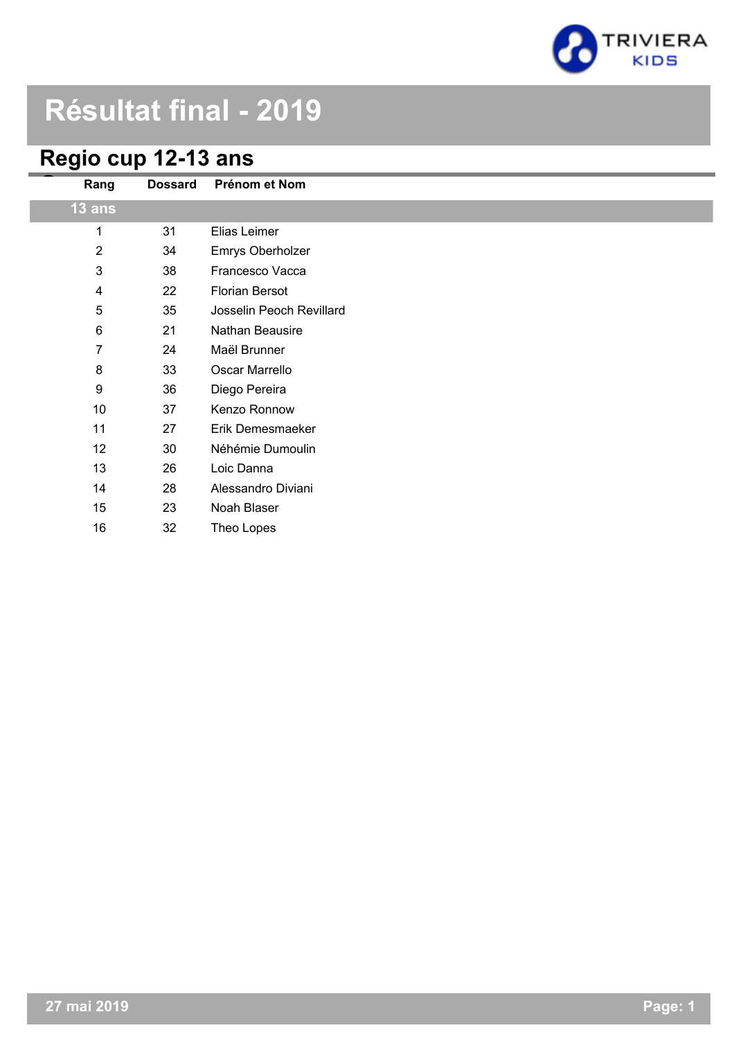# Résultat final - 2019

## Regio cup 12-13 ans

| Rang | Dossard | Prénom et Nom |
|---|---|---|
| **13 ans** | | |
| 1 | 31 | Elias Leimer |
| 2 | 34 | Emrys Oberholzer |
| 3 | 38 | Francesco Vacca |
| 4 | 22 | Florian Bersot |
| 5 | 35 | Josselin Peoch Revillard |
| 6 | 21 | Nathan Beausire |
| 7 | 24 | Maël Brunner |
| 8 | 33 | Oscar Marrello |
| 9 | 36 | Diego Pereira |
| 10 | 37 | Kenzo Ronnow |
| 11 | 27 | Erik Demesmaeker |
| 12 | 30 | Néhémie Dumoulin |
| 13 | 26 | Loic Danna |
| 14 | 28 | Alessandro Diviani |
| 15 | 23 | Noah Blaser |
| 16 | 32 | Theo Lopes |

27 mai 2019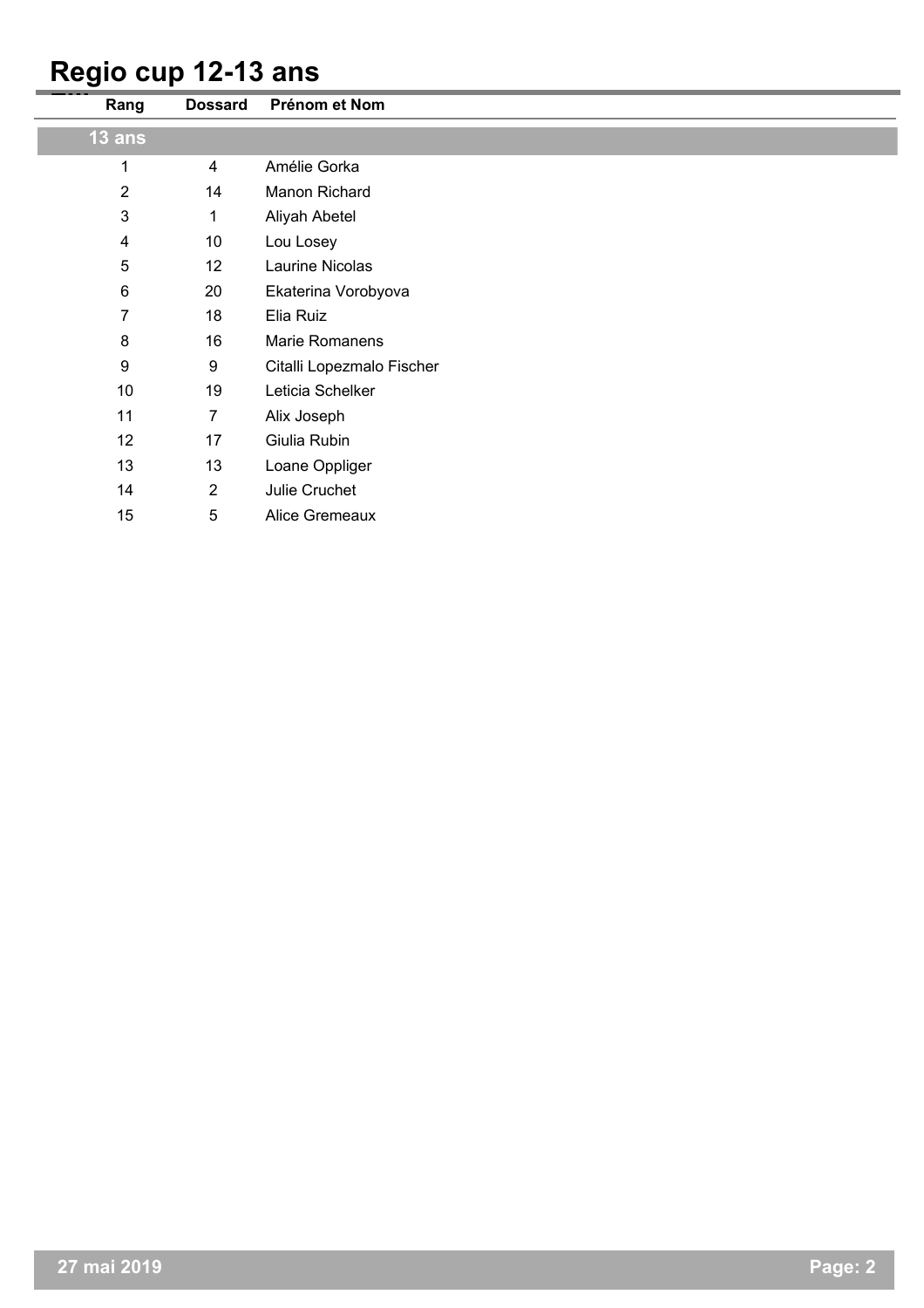# Regio cup 12-13 ans

| Rang | Dossard | Prénom et Nom |
|---|---|---|
| **13 ans** | | |
| 1 | 4 | Amélie Gorka |
| 2 | 14 | Manon Richard |
| 3 | 1 | Aliyah Abetel |
| 4 | 10 | Lou Losey |
| 5 | 12 | Laurine Nicolas |
| 6 | 20 | Ekaterina Vorobyova |
| 7 | 18 | Elia Ruiz |
| 8 | 16 | Marie Romanens |
| 9 | 9 | Citalli Lopezmalo Fischer |
| 10 | 19 | Leticia Schelker |
| 11 | 7 | Alix Joseph |
| 12 | 17 | Giulia Rubin |
| 13 | 13 | Loane Oppliger |
| 14 | 2 | Julie Cruchet |
| 15 | 5 | Alice Gremeaux |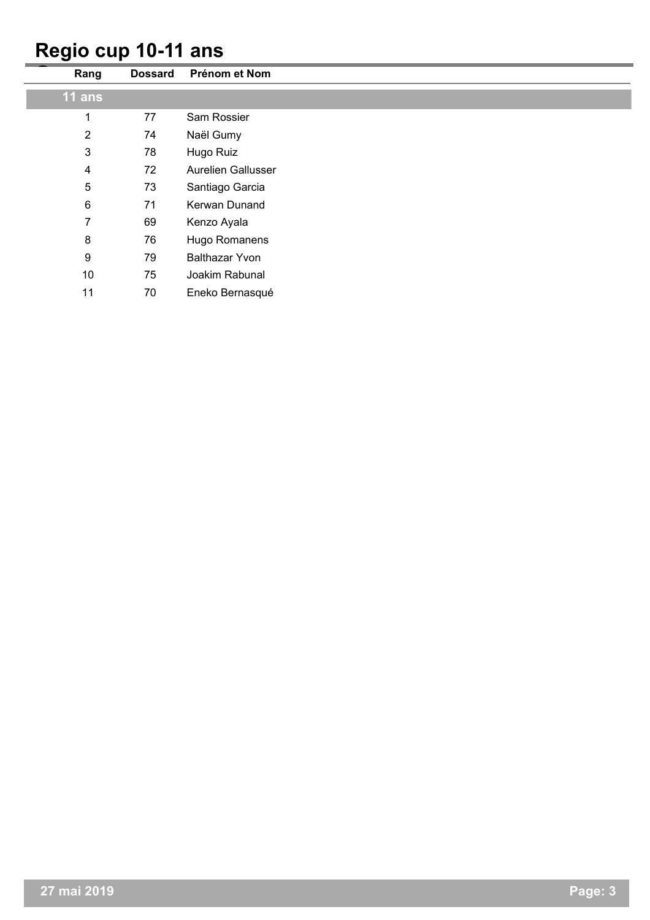# Regio cup 10-11 ans

| Rang | Dossard | Prénom et Nom |
|---|---|---|
| **11 ans** | | |
| 1 | 77 | Sam Rossier |
| 2 | 74 | Naël Gumy |
| 3 | 78 | Hugo Ruiz |
| 4 | 72 | Aurelien Gallusser |
| 5 | 73 | Santiago Garcia |
| 6 | 71 | Kerwan Dunand |
| 7 | 69 | Kenzo Ayala |
| 8 | 76 | Hugo Romanens |
| 9 | 79 | Balthazar Yvon |
| 10 | 75 | Joakim Rabunal |
| 11 | 70 | Eneko Bernasqué |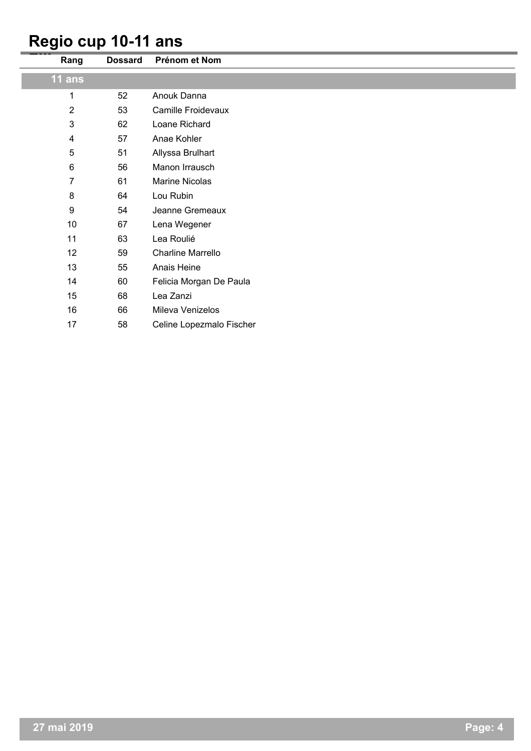# Regio cup 10-11 ans

| Rang | Dossard | Prénom et Nom |
|---|---|---|
| **11 ans** | | |
| 1 | 52 | Anouk Danna |
| 2 | 53 | Camille Froidevaux |
| 3 | 62 | Loane Richard |
| 4 | 57 | Anae Kohler |
| 5 | 51 | Allyssa Brulhart |
| 6 | 56 | Manon Irrausch |
| 7 | 61 | Marine Nicolas |
| 8 | 64 | Lou Rubin |
| 9 | 54 | Jeanne Gremeaux |
| 10 | 67 | Lena Wegener |
| 11 | 63 | Lea Roulié |
| 12 | 59 | Charline Marrello |
| 13 | 55 | Anais Heine |
| 14 | 60 | Felicia Morgan De Paula |
| 15 | 68 | Lea Zanzi |
| 16 | 66 | Mileva Venizelos |
| 17 | 58 | Celine Lopezmalo Fischer |

27 mai 2019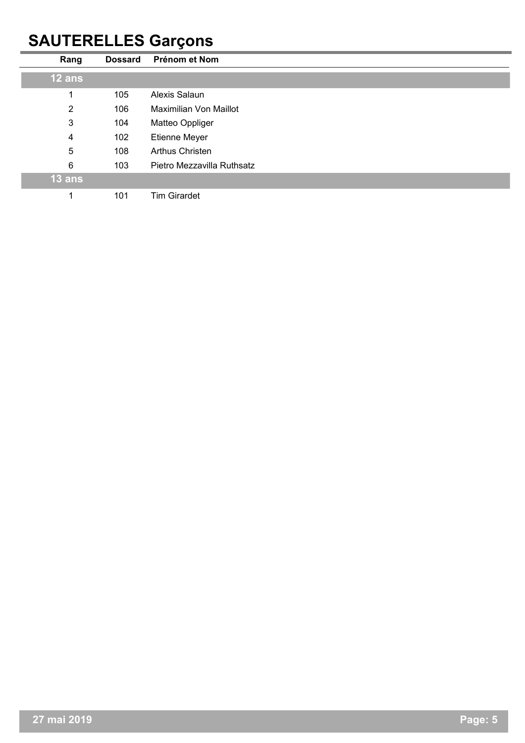# SAUTERELLES Garçons

| Rang | Dossard | Prénom et Nom |
| --- | --- | --- |
| **12 ans** | | |
| 1 | 105 | Alexis Salaun |
| 2 | 106 | Maximilian Von Maillot |
| 3 | 104 | Matteo Oppliger |
| 4 | 102 | Etienne Meyer |
| 5 | 108 | Arthus Christen |
| 6 | 103 | Pietro Mezzavilla Ruthsatz |
| **13 ans** | | |
| 1 | 101 | Tim Girardet |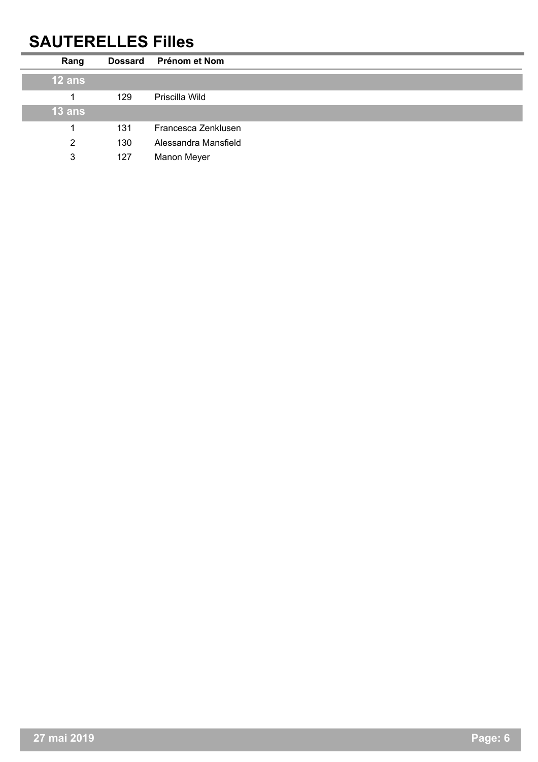# SAUTERELLES Filles

| Rang | Dossard | Prénom et Nom |
|---|---|---|
| **12 ans** | | |
| 1 | 129 | Priscilla Wild |
| **13 ans** | | |
| 1 | 131 | Francesca Zenklusen |
| 2 | 130 | Alessandra Mansfield |
| 3 | 127 | Manon Meyer |

**27 mai 2019**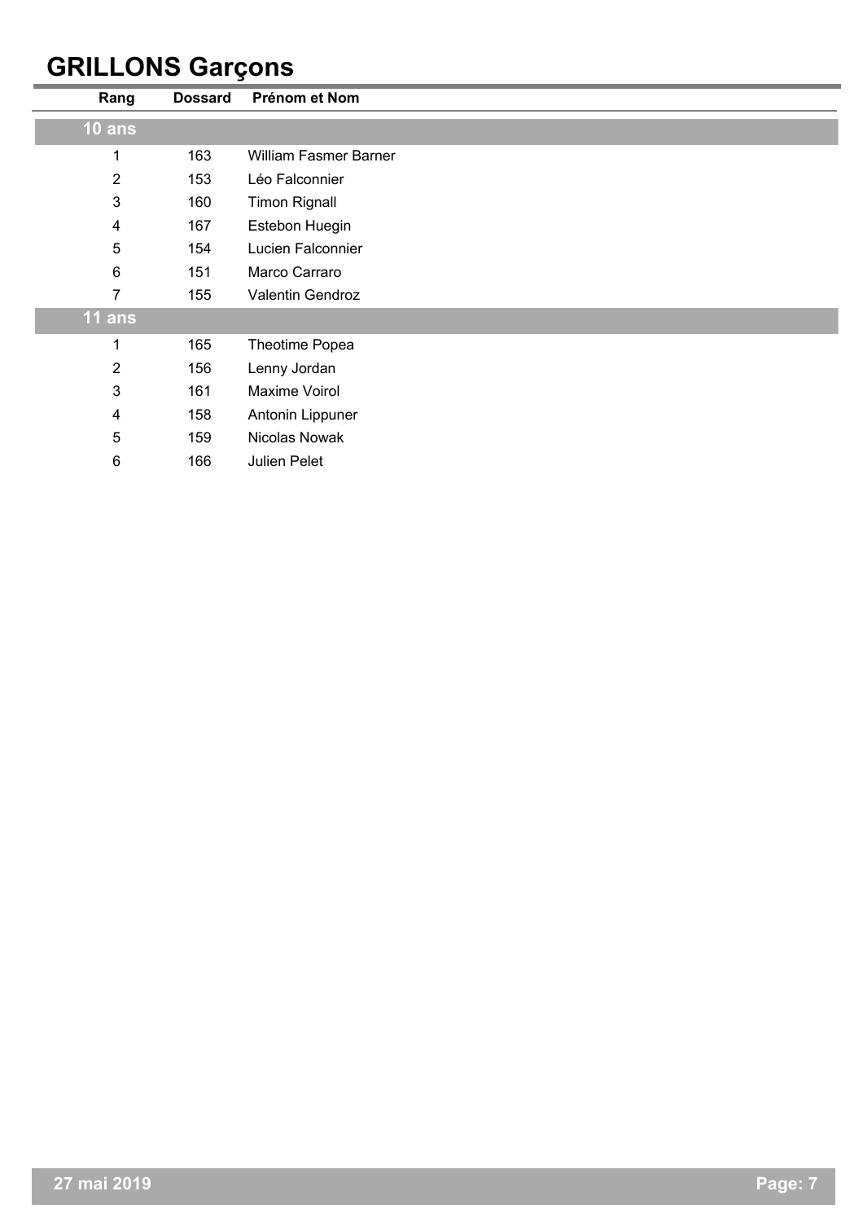# GRILLONS Garçons

| Rang | Dossard | Prénom et Nom |
| --- | --- | --- |
| **10 ans** | | |
| 1 | 163 | William Fasmer Barner |
| 2 | 153 | Léo Falconnier |
| 3 | 160 | Timon Rignall |
| 4 | 167 | Estebon Huegin |
| 5 | 154 | Lucien Falconnier |
| 6 | 151 | Marco Carraro |
| 7 | 155 | Valentin Gendroz |
| **11 ans** | | |
| 1 | 165 | Theotime Popea |
| 2 | 156 | Lenny Jordan |
| 3 | 161 | Maxime Voirol |
| 4 | 158 | Antonin Lippuner |
| 5 | 159 | Nicolas Nowak |
| 6 | 166 | Julien Pelet |

27 mai 2019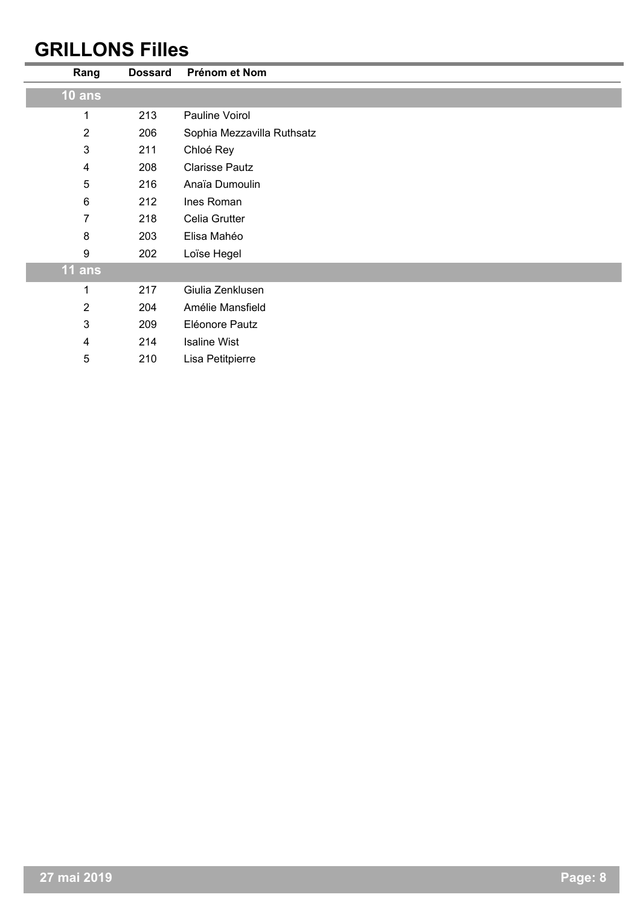# GRILLONS Filles

| Rang | Dossard | Prénom et Nom |
|---|---|---|
| **10 ans** | | |
| 1 | 213 | Pauline Voirol |
| 2 | 206 | Sophia Mezzavilla Ruthsatz |
| 3 | 211 | Chloé Rey |
| 4 | 208 | Clarisse Pautz |
| 5 | 216 | Anaïa Dumoulin |
| 6 | 212 | Ines Roman |
| 7 | 218 | Celia Grutter |
| 8 | 203 | Elisa Mahéo |
| 9 | 202 | Loïse Hegel |
| **11 ans** | | |
| 1 | 217 | Giulia Zenklusen |
| 2 | 204 | Amélie Mansfield |
| 3 | 209 | Eléonore Pautz |
| 4 | 214 | Isaline Wist |
| 5 | 210 | Lisa Petitpierre |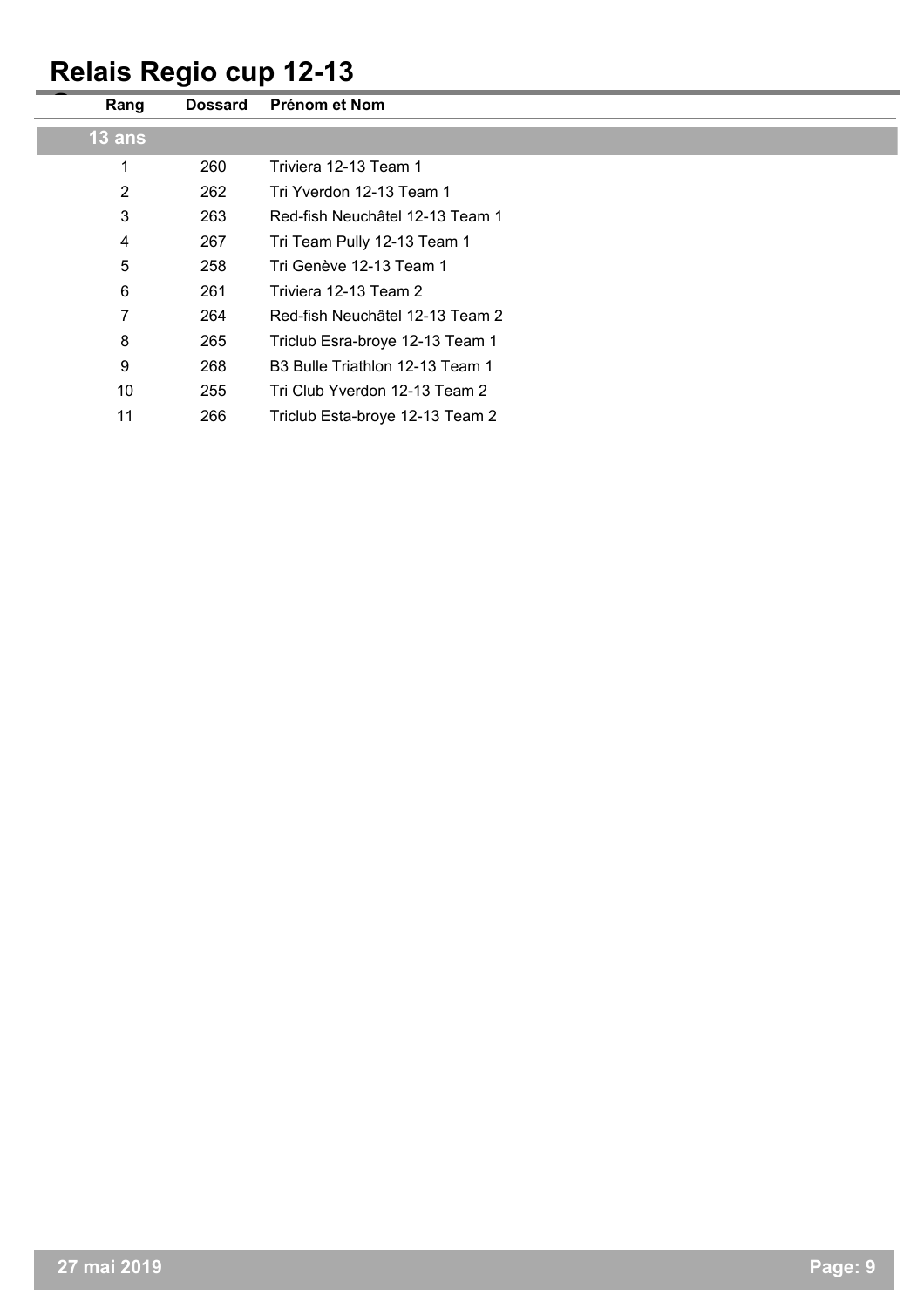# Relais Regio cup 12-13

| Rang | Dossard | Prénom et Nom |
|---|---|---|
| **13 ans** | | |
| 1 | 260 | Triviera 12-13 Team 1 |
| 2 | 262 | Tri Yverdon 12-13 Team 1 |
| 3 | 263 | Red-fish Neuchâtel 12-13 Team 1 |
| 4 | 267 | Tri Team Pully 12-13 Team 1 |
| 5 | 258 | Tri Genève 12-13 Team 1 |
| 6 | 261 | Triviera 12-13 Team 2 |
| 7 | 264 | Red-fish Neuchâtel 12-13 Team 2 |
| 8 | 265 | Triclub Esra-broye 12-13 Team 1 |
| 9 | 268 | B3 Bulle Triathlon 12-13 Team 1 |
| 10 | 255 | Tri Club Yverdon 12-13 Team 2 |
| 11 | 266 | Triclub Esta-broye 12-13 Team 2 |

27 mai 2019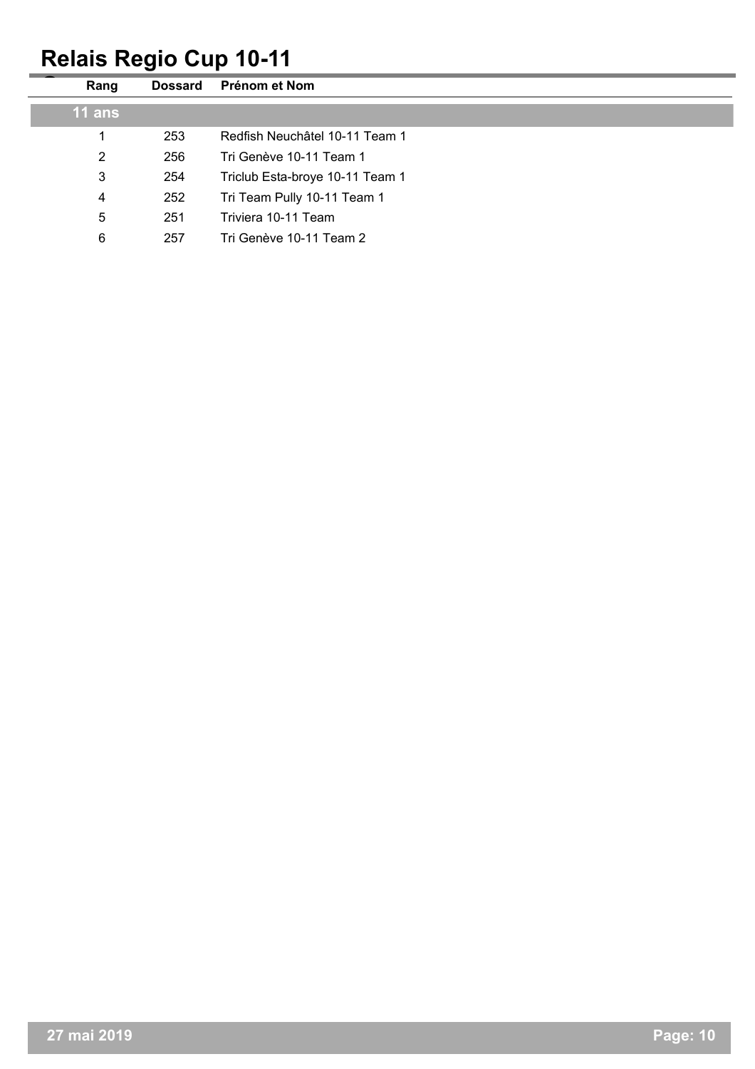# Relais Regio Cup 10-11

| Rang | Dossard | Prénom et Nom |
|---|---|---|
| **11 ans** | | |
| 1 | 253 | Redfish Neuchâtel 10-11 Team 1 |
| 2 | 256 | Tri Genève 10-11 Team 1 |
| 3 | 254 | Triclub Esta-broye 10-11 Team 1 |
| 4 | 252 | Tri Team Pully 10-11 Team 1 |
| 5 | 251 | Triviera 10-11 Team |
| 6 | 257 | Tri Genève 10-11 Team 2 |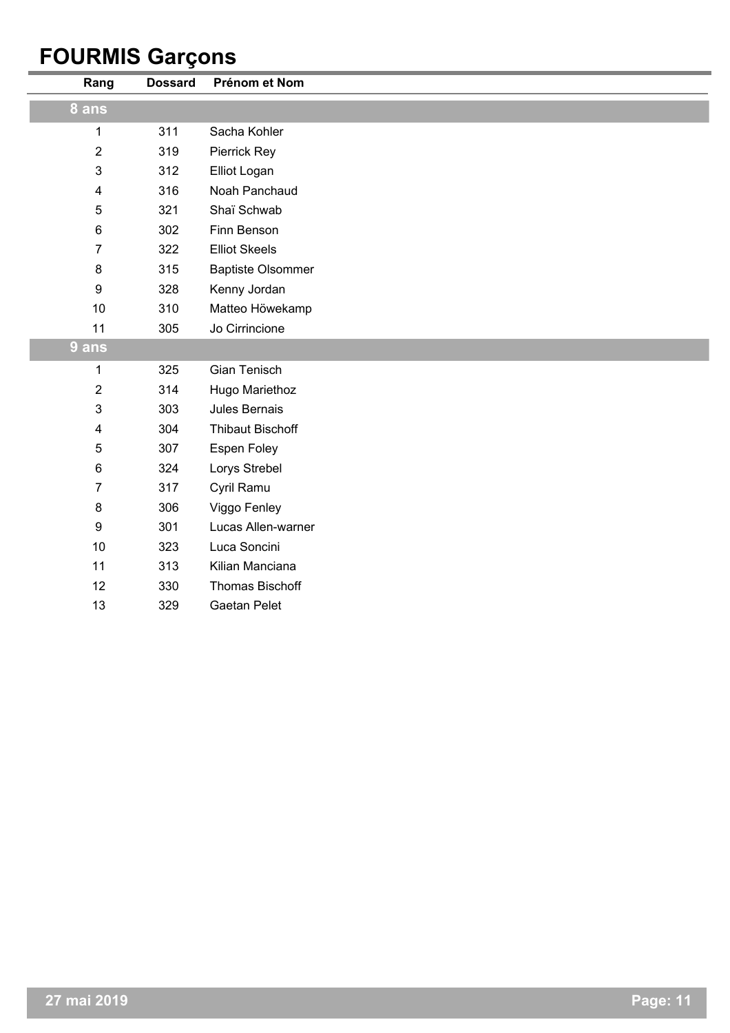# FOURMIS Garçons

| Rang | Dossard | Prénom et Nom |
|---|---|---|
| **8 ans** | | |
| 1 | 311 | Sacha Kohler |
| 2 | 319 | Pierrick Rey |
| 3 | 312 | Elliot Logan |
| 4 | 316 | Noah Panchaud |
| 5 | 321 | Shaï Schwab |
| 6 | 302 | Finn Benson |
| 7 | 322 | Elliot Skeels |
| 8 | 315 | Baptiste Olsommer |
| 9 | 328 | Kenny Jordan |
| 10 | 310 | Matteo Höwekamp |
| 11 | 305 | Jo Cirrincione |
| **9 ans** | | |
| 1 | 325 | Gian Tenisch |
| 2 | 314 | Hugo Mariethoz |
| 3 | 303 | Jules Bernais |
| 4 | 304 | Thibaut Bischoff |
| 5 | 307 | Espen Foley |
| 6 | 324 | Lorys Strebel |
| 7 | 317 | Cyril Ramu |
| 8 | 306 | Viggo Fenley |
| 9 | 301 | Lucas Allen-warner |
| 10 | 323 | Luca Soncini |
| 11 | 313 | Kilian Manciana |
| 12 | 330 | Thomas Bischoff |
| 13 | 329 | Gaetan Pelet |

27 mai 2019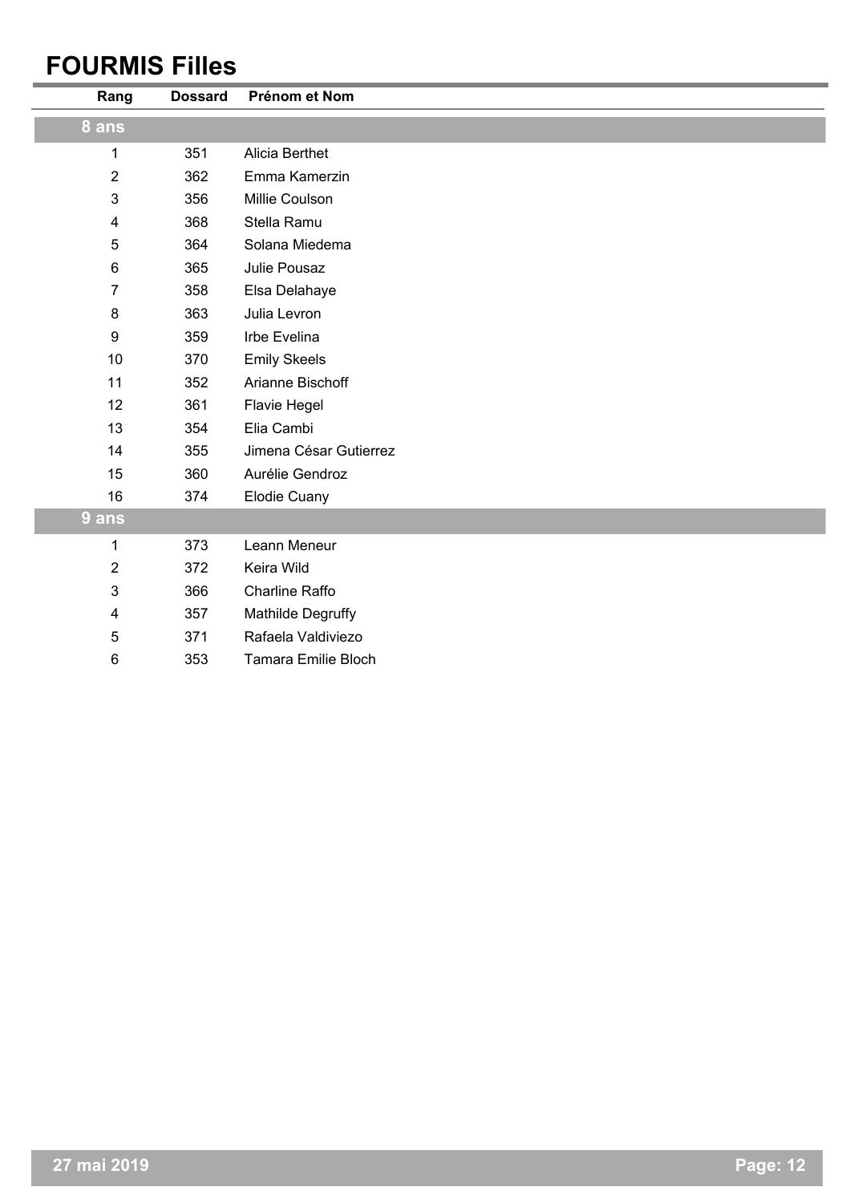# FOURMIS Filles

| Rang | Dossard | Prénom et Nom |
|---|---|---|
| **8 ans** | | |
| 1 | 351 | Alicia Berthet |
| 2 | 362 | Emma Kamerzin |
| 3 | 356 | Millie Coulson |
| 4 | 368 | Stella Ramu |
| 5 | 364 | Solana Miedema |
| 6 | 365 | Julie Pousaz |
| 7 | 358 | Elsa Delahaye |
| 8 | 363 | Julia Levron |
| 9 | 359 | Irbe Evelina |
| 10 | 370 | Emily Skeels |
| 11 | 352 | Arianne Bischoff |
| 12 | 361 | Flavie Hegel |
| 13 | 354 | Elia Cambi |
| 14 | 355 | Jimena César Gutierrez |
| 15 | 360 | Aurélie Gendroz |
| 16 | 374 | Elodie Cuany |
| **9 ans** | | |
| 1 | 373 | Leann Meneur |
| 2 | 372 | Keira Wild |
| 3 | 366 | Charline Raffo |
| 4 | 357 | Mathilde Degruffy |
| 5 | 371 | Rafaela Valdiviezo |
| 6 | 353 | Tamara Emilie Bloch |

27 mai 2019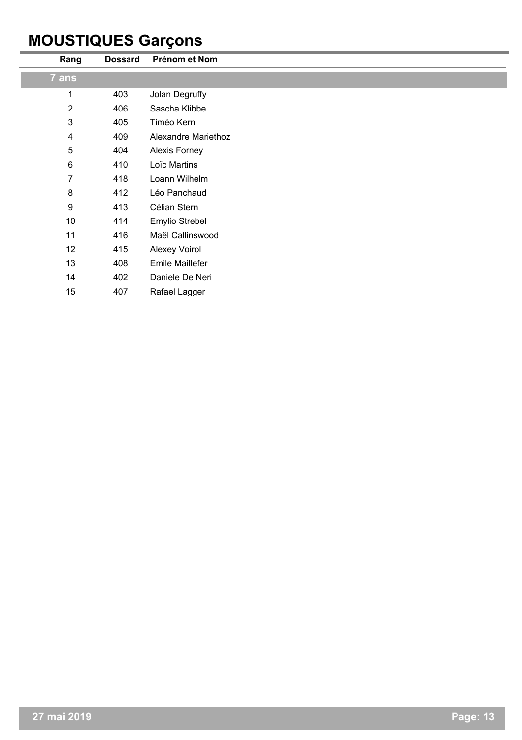# MOUSTIQUES Garçons

| Rang | Dossard | Prénom et Nom |
|---|---|---|
| **7 ans** | | |
| 1 | 403 | Jolan Degruffy |
| 2 | 406 | Sascha Klibbe |
| 3 | 405 | Timéo Kern |
| 4 | 409 | Alexandre Mariethoz |
| 5 | 404 | Alexis Forney |
| 6 | 410 | Loïc Martins |
| 7 | 418 | Loann Wilhelm |
| 8 | 412 | Léo Panchaud |
| 9 | 413 | Célian Stern |
| 10 | 414 | Emylio Strebel |
| 11 | 416 | Maël Callinswood |
| 12 | 415 | Alexey Voirol |
| 13 | 408 | Emile Maillefer |
| 14 | 402 | Daniele De Neri |
| 15 | 407 | Rafael Lagger |

27 mai 2019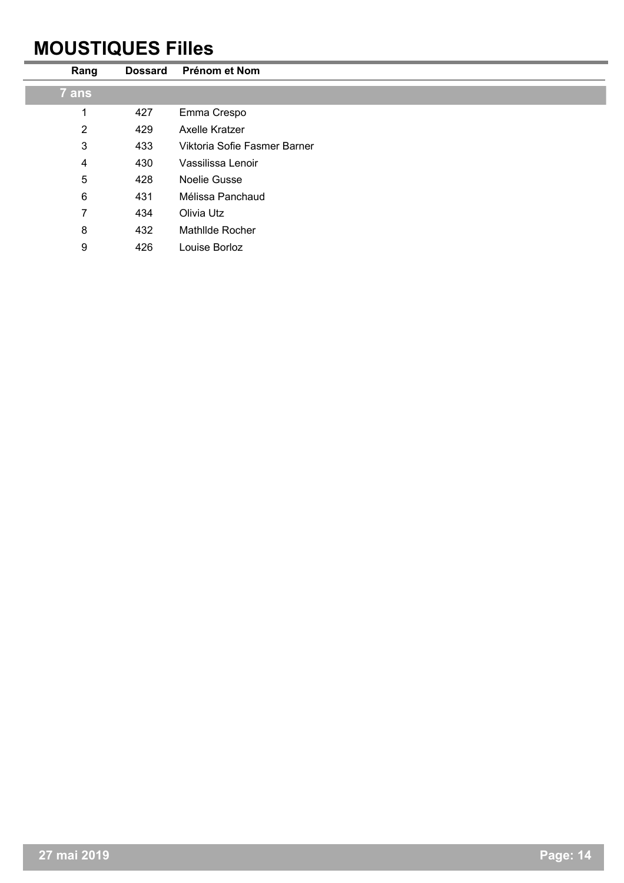# MOUSTIQUES Filles

| Rang | Dossard | Prénom et Nom |
|---|---|---|
| **7 ans** | | |
| 1 | 427 | Emma Crespo |
| 2 | 429 | Axelle Kratzer |
| 3 | 433 | Viktoria Sofie Fasmer Barner |
| 4 | 430 | Vassilissa Lenoir |
| 5 | 428 | Noelie Gusse |
| 6 | 431 | Mélissa Panchaud |
| 7 | 434 | Olivia Utz |
| 8 | 432 | Mathllde Rocher |
| 9 | 426 | Louise Borloz |

**27 mai 2019**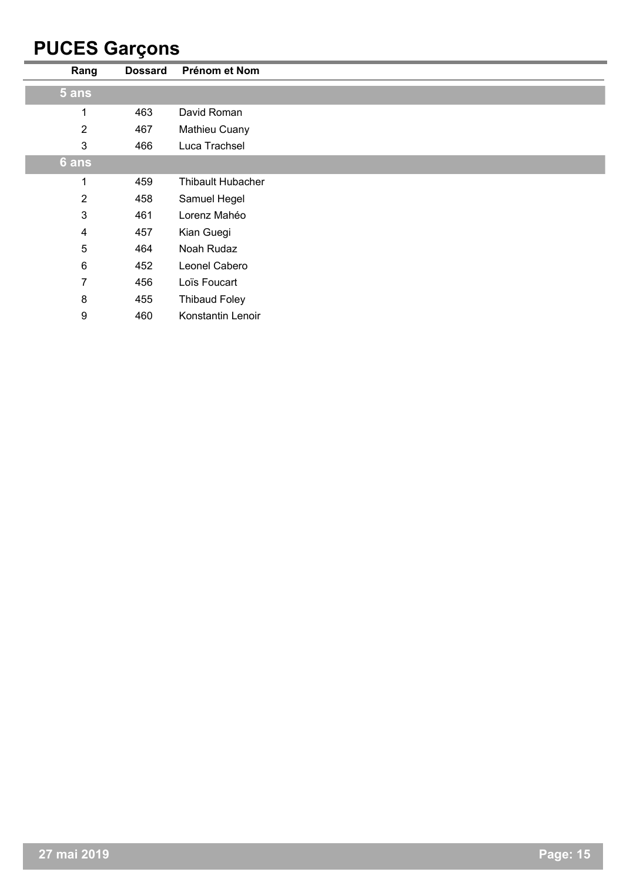# PUCES Garçons

| Rang | Dossard | Prénom et Nom |
|---|---|---|
| **5 ans** | | |
| 1 | 463 | David Roman |
| 2 | 467 | Mathieu Cuany |
| 3 | 466 | Luca Trachsel |
| **6 ans** | | |
| 1 | 459 | Thibault Hubacher |
| 2 | 458 | Samuel Hegel |
| 3 | 461 | Lorenz Mahéo |
| 4 | 457 | Kian Guegi |
| 5 | 464 | Noah Rudaz |
| 6 | 452 | Leonel Cabero |
| 7 | 456 | Loïs Foucart |
| 8 | 455 | Thibaud Foley |
| 9 | 460 | Konstantin Lenoir |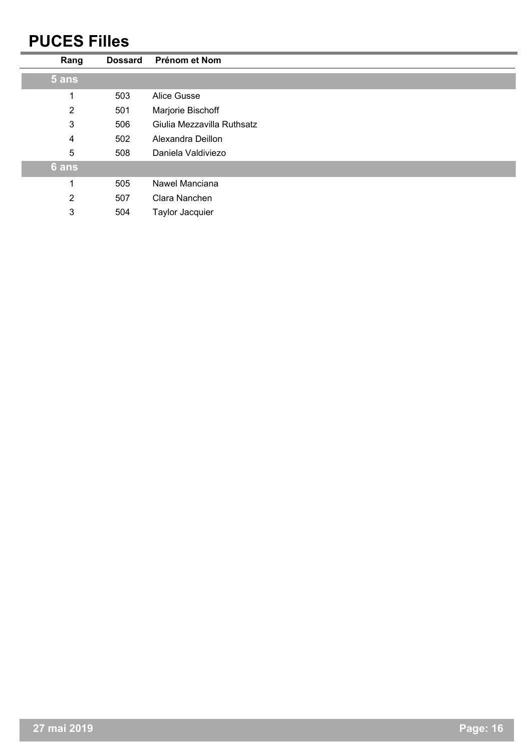# PUCES Filles

| Rang | Dossard | Prénom et Nom |
|---|---|---|
| **5 ans** | | |
| 1 | 503 | Alice Gusse |
| 2 | 501 | Marjorie Bischoff |
| 3 | 506 | Giulia Mezzavilla Ruthsatz |
| 4 | 502 | Alexandra Deillon |
| 5 | 508 | Daniela Valdiviezo |
| **6 ans** | | |
| 1 | 505 | Nawel Manciana |
| 2 | 507 | Clara Nanchen |
| 3 | 504 | Taylor Jacquier |